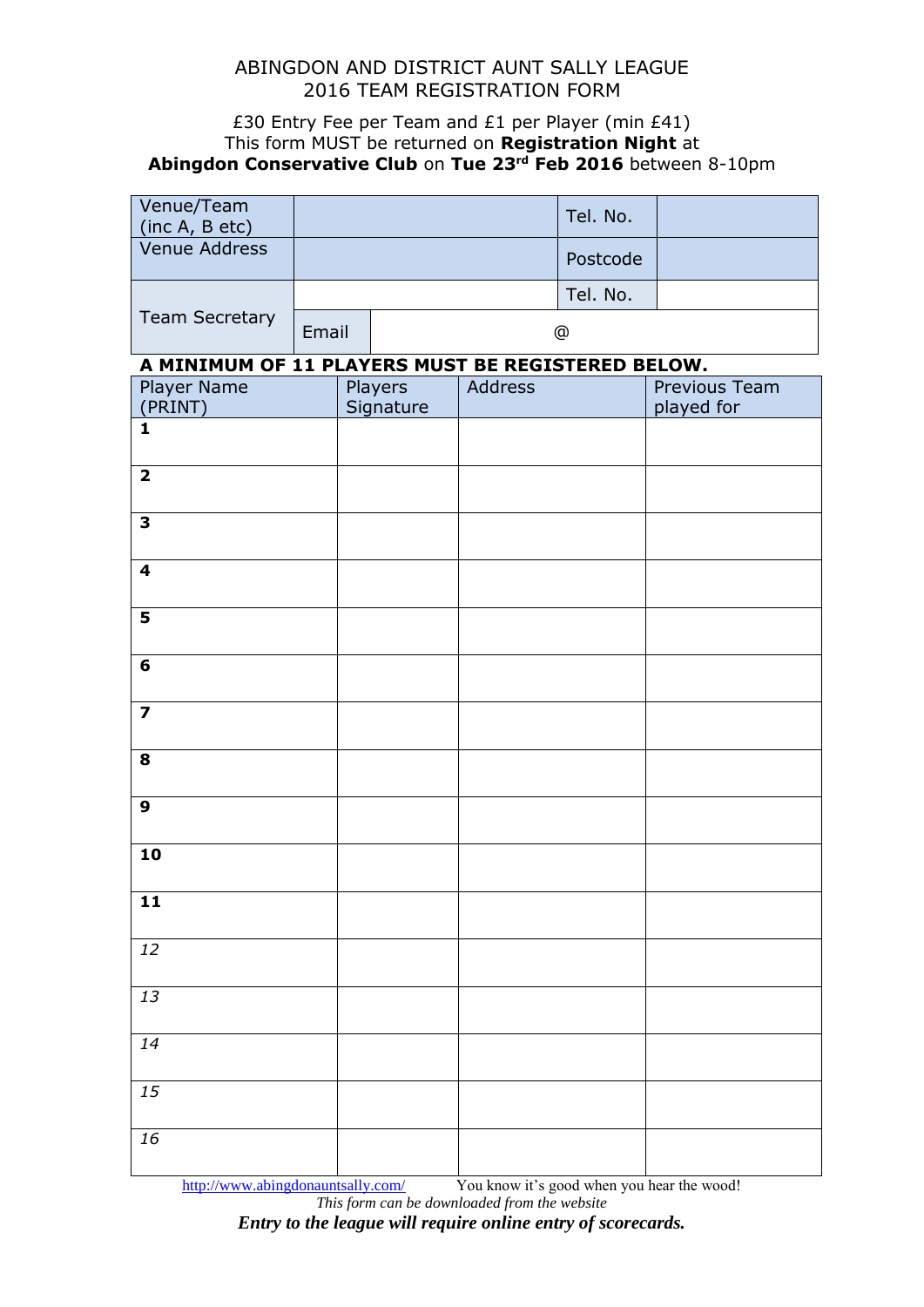# ABINGDON AND DISTRICT AUNT SALLY LEAGUE
## 2016 TEAM REGISTRATION FORM

£30 Entry Fee per Team and £1 per Player (min £41)
This form MUST be returned on **Registration Night** at
**Abingdon Conservative Club** on **Tue 23rd Feb 2016** between 8-10pm

| Venue/Team (inc A, B etc) | | | Tel. No. | |
|---|---|---|---|---|
| Venue Address | | | Postcode | |
| Team Secretary | | | Tel. No. | |
| | Email | @ | | |

**A MINIMUM OF 11 PLAYERS MUST BE REGISTERED BELOW.**

| Player Name (PRINT) | Players Signature | Address | Previous Team played for |
|---|---|---|---|
| **1** | | | |
| **2** | | | |
| **3** | | | |
| **4** | | | |
| **5** | | | |
| **6** | | | |
| **7** | | | |
| **8** | | | |
| **9** | | | |
| **10** | | | |
| **11** | | | |
| *12* | | | |
| *13* | | | |
| *14* | | | |
| *15* | | | |
| *16* | | | |

http://www.abingdonauntsally.com/ You know it's good when you hear the wood!

*This form can be downloaded from the website*

***Entry to the league will require online entry of scorecards.***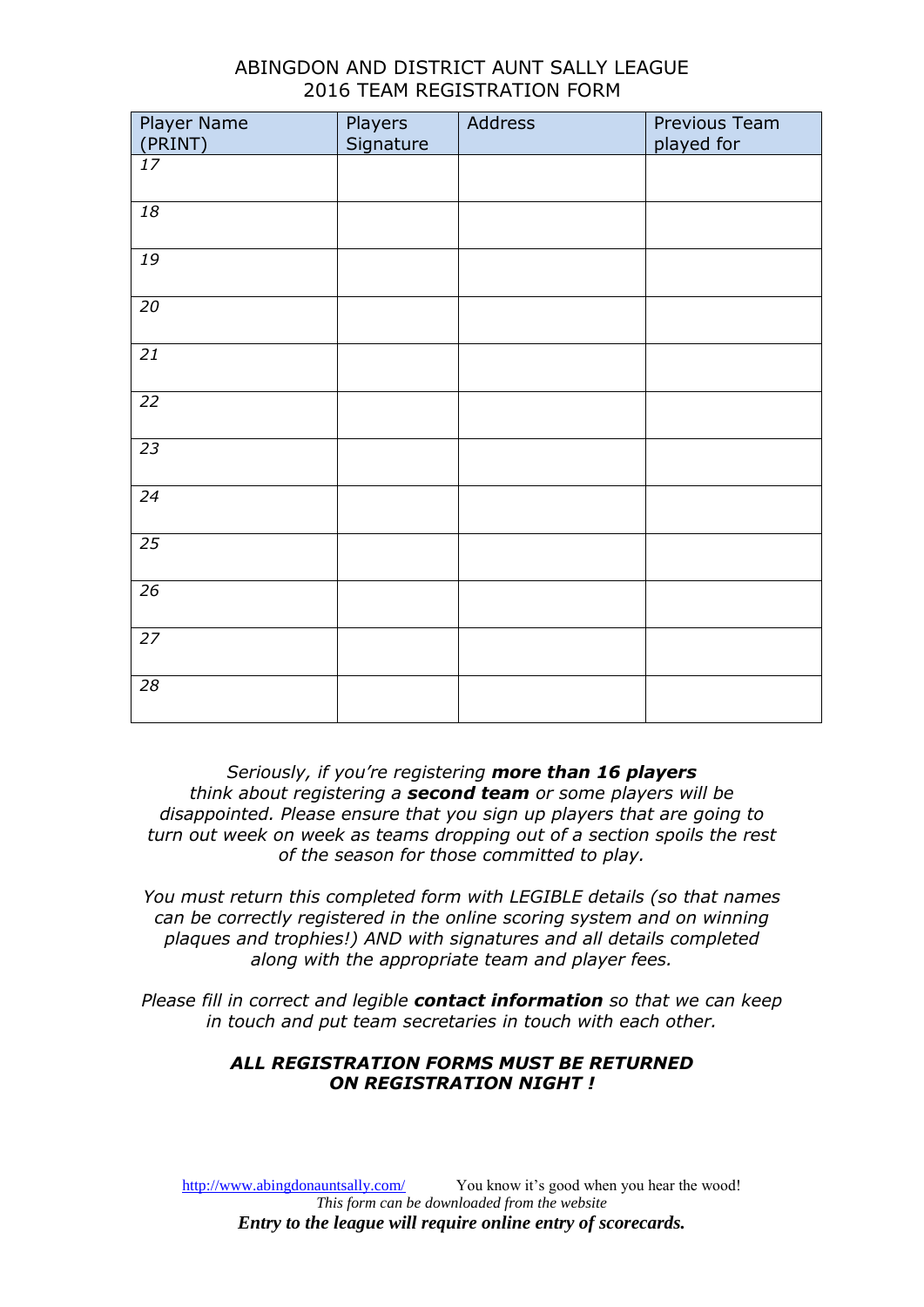ABINGDON AND DISTRICT AUNT SALLY LEAGUE
2016 TEAM REGISTRATION FORM

| Player Name (PRINT) | Players Signature | Address | Previous Team played for |
|---|---|---|---|
| *17* | | | |
| *18* | | | |
| *19* | | | |
| *20* | | | |
| *21* | | | |
| *22* | | | |
| *23* | | | |
| *24* | | | |
| *25* | | | |
| *26* | | | |
| *27* | | | |
| *28* | | | |

*Seriously, if you're registering **more than 16 players** think about registering a **second team** or some players will be disappointed. Please ensure that you sign up players that are going to turn out week on week as teams dropping out of a section spoils the rest of the season for those committed to play.*

*You must return this completed form with LEGIBLE details (so that names can be correctly registered in the online scoring system and on winning plaques and trophies!) AND with signatures and all details completed along with the appropriate team and player fees.*

*Please fill in correct and legible **contact information** so that we can keep in touch and put team secretaries in touch with each other.*

***ALL REGISTRATION FORMS MUST BE RETURNED ON REGISTRATION NIGHT !***

http://www.abingdonauntsally.com/ You know it's good when you hear the wood!

*This form can be downloaded from the website*

***Entry to the league will require online entry of scorecards.***